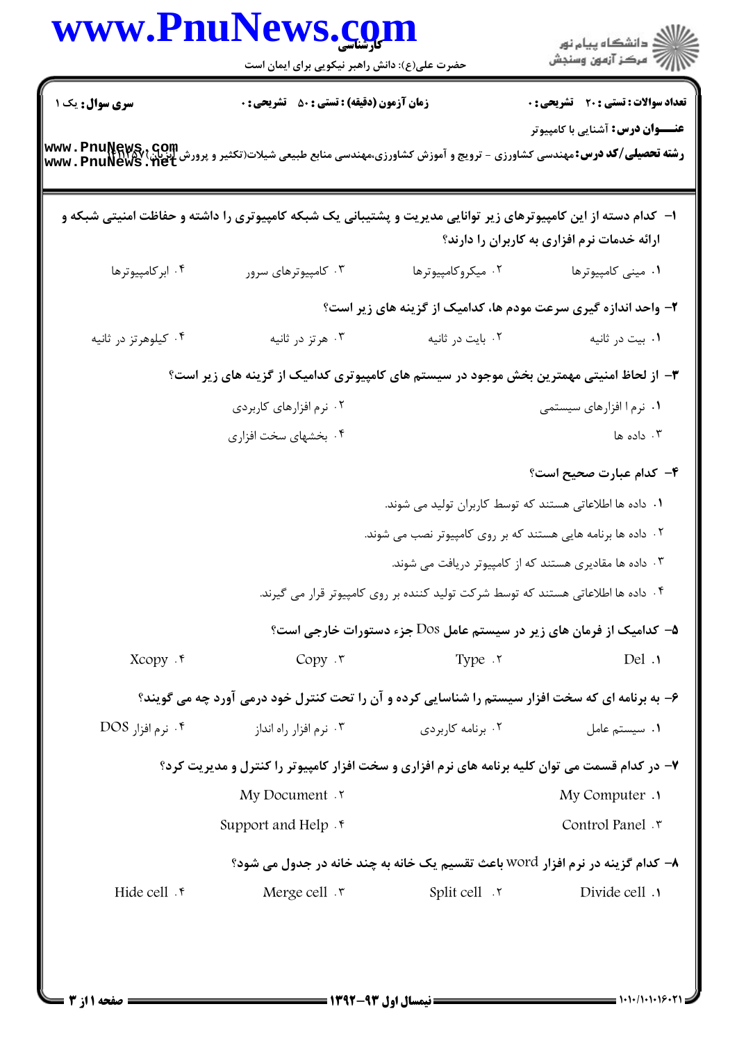کارشناسی

حضرت علی(ع): دانش راهبر نیکویی برای ایمان است

دانشگاه پیام نور
مرکز آزمون وسنجش

**سری سوال:** یک ۱

**زمان آزمون (دقیقه) : تستی :** ۵۰ **تشریحی :** ۰

**تعداد سوالات : تستی :** ۲۰ **تشریحی :** ۰

**عنـــوان درس:** آشنایی با کامپیوتر

**رشته تحصیلی/کد درس:** مهندسی کشاورزی - ترویج و آموزش کشاورزی،مهندسی منابع طبیعی شیلات(تکثیر و پرورش آبزیان) ۱۱۱۵۰۷۲

۱- کدام دسته از این کامپیوترهای زیر توانایی مدیریت و پشتیبانی یک شبکه کامپیوتری را داشته و حفاظت امنیتی شبکه و ارائه خدمات نرم افزاری به کاربران را دارند؟

۱. مینی کامپیوترها
۲. میکروکامپیوترها
۳. کامپیوترهای سرور
۴. ابرکامپیوترها

۲- واحد اندازه گیری سرعت مودم ها، کدامیک از گزینه های زیر است؟

۱. بیت در ثانیه
۲. بایت در ثانیه
۳. هرتز در ثانیه
۴. کیلوهرتز در ثانیه

۳- از لحاظ امنیتی مهمترین بخش موجود در سیستم های کامپیوتری کدامیک از گزینه های زیر است؟

۱. نرم ا افزارهای سیستمی
۲. نرم افزارهای کاربردی
۳. داده ها
۴. بخشهای سخت افزاری

۴- کدام عبارت صحیح است؟

۱. داده ها اطلاعاتی هستند که توسط کاربران تولید می شوند.
۲. داده ها برنامه هایی هستند که بر روی کامپیوتر نصب می شوند.
۳. داده ها مقادیری هستند که از کامپیوتر دریافت می شوند.
۴. داده ها اطلاعاتی هستند که توسط شرکت تولید کننده بر روی کامپیوتر قرار می گیرند.

۵- کدامیک از فرمان های زیر در سیستم عامل Dos جزء دستورات خارجی است؟

۱. Del
۲. Type
۳. Copy
۴. Xcopy

۶- به برنامه ای که سخت افزار سیستم را شناسایی کرده و آن را تحت کنترل خود درمی آورد چه می گویند؟

۱. سیستم عامل
۲. برنامه کاربردی
۳. نرم افزار راه انداز
۴. نرم افزار DOS

۷- در کدام قسمت می توان کلیه برنامه های نرم افزاری و سخت افزار کامپیوتر را کنترل و مدیریت کرد؟

۱. My Computer
۲. My Document
۳. Control Panel
۴. Support and Help

۸- کدام گزینه در نرم افزار word باعث تقسیم یک خانه به چند خانه در جدول می شود؟

۱. Divide cell
۲. Split cell
۳. Merge cell
۴. Hide cell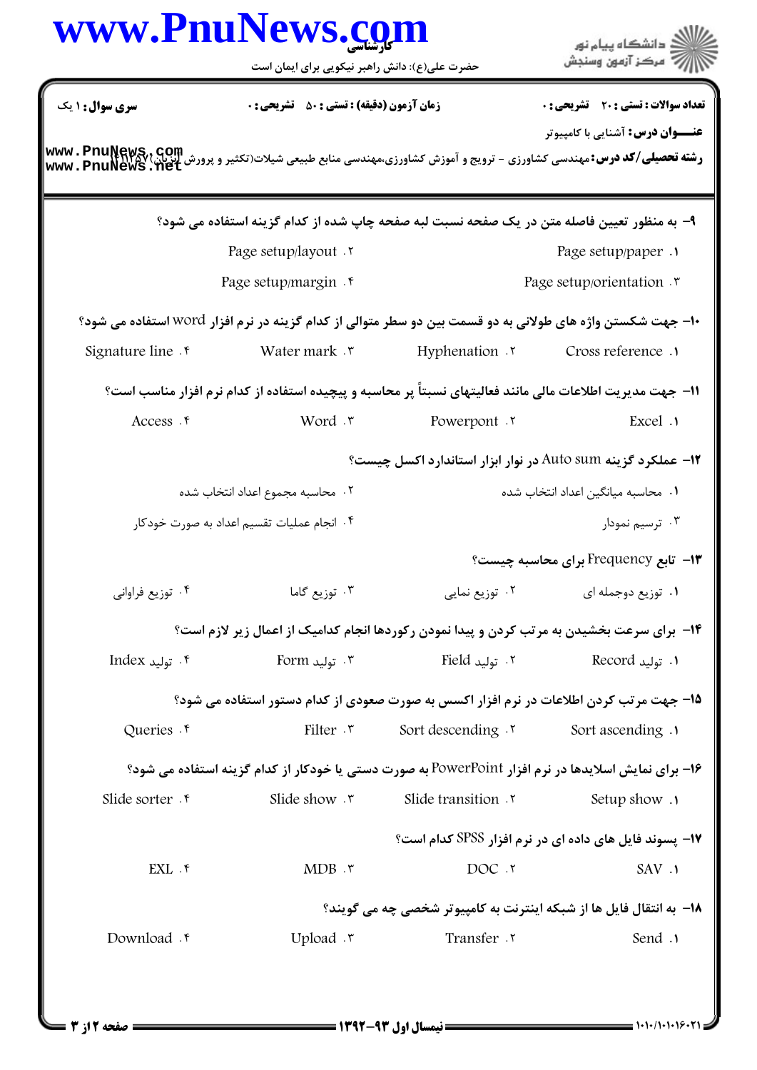**سری سوال:** ۱ یک

**زمان آزمون (دقیقه) : تستی :** ۵۰ **تشریحی :** ۰

**تعداد سوالات : تستی :** ۲۰ **تشریحی :** ۰

**عنـــوان درس:** آشنایی با کامپیوتر

**رشته تحصیلی/کد درس:** مهندسی کشاورزی - ترویج و آموزش کشاورزی،مهندسی منابع طبیعی شیلات(تکثیر و پرورش آبزیان) ۱۱۱۵۷۰

۹- به منظور تعیین فاصله متن در یک صفحه نسبت لبه صفحه چاپ شده از کدام گزینه استفاده می شود؟

۱. Page setup/paper
۲. Page setup/layout
۳. Page setup/orientation
۴. Page setup/margin

۱۰- جهت شکستن واژه های طولانی به دو قسمت بین دو سطر متوالی از کدام گزینه در نرم افزار word استفاده می شود؟

۱. Cross reference
۲. Hyphenation
۳. Water mark
۴. Signature line

۱۱- جهت مدیریت اطلاعات مالی مانند فعالیتهای نسبتاً پر محاسبه و پیچیده استفاده از کدام نرم افزار مناسب است؟

۱. Excel
۲. Powerpont
۳. Word
۴. Access

۱۲- عملکرد گزینه Auto sum در نوار ابزار استاندارد اکسل چیست؟

۱. محاسبه میانگین اعداد انتخاب شده
۲. محاسبه مجموع اعداد انتخاب شده
۳. ترسیم نمودار
۴. انجام عملیات تقسیم اعداد به صورت خودکار

۱۳- تابع Frequency برای محاسبه چیست؟

۱. توزیع دوجمله ای
۲. توزیع نمایی
۳. توزیع گاما
۴. توزیع فراوانی

۱۴- برای سرعت بخشیدن به مرتب کردن و پیدا نمودن رکوردها انجام کدامیک از اعمال زیر لازم است؟

۱. تولید Record
۲. تولید Field
۳. تولید Form
۴. تولید Index

۱۵- جهت مرتب کردن اطلاعات در نرم افزار اکسس به صورت صعودی از کدام دستور استفاده می شود؟

۱. Sort ascending
۲. Sort descending
۳. Filter
۴. Queries

۱۶- برای نمایش اسلایدها در نرم افزار PowerPoint به صورت دستی یا خودکار از کدام گزینه استفاده می شود؟

۱. Setup show
۲. Slide transition
۳. Slide show
۴. Slide sorter

۱۷- پسوند فایل های داده ای در نرم افزار SPSS کدام است؟

۱. SAV
۲. DOC
۳. MDB
۴. EXL

۱۸- به انتقال فایل ها از شبکه اینترنت به کامپیوتر شخصی چه می گویند؟

۱. Send
۲. Transfer
۳. Upload
۴. Download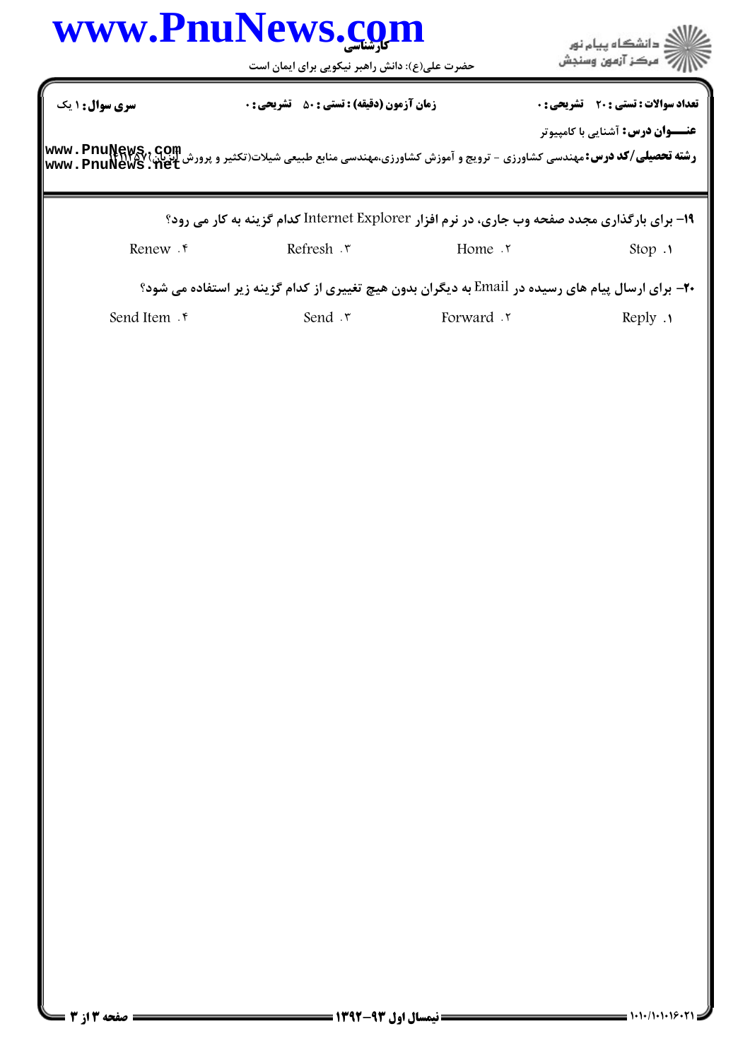**سری سوال:** ۱ یک | **زمان آزمون (دقیقه) : تستی :** ۵۰ **تشریحی :** ۰ | **تعداد سوالات : تستی :** ۲۰ **تشریحی :** ۰

**عنـــوان درس:** آشنایی با کامپیوتر

**رشته تحصیلی/کد درس:** مهندسی کشاورزی - ترویج و آموزش کشاورزی،مهندسی منابع طبیعی شیلات(تکثیر و پرورش آبزیان) ۱۴۱۱۲۵۷

۱۹- برای بارگذاری مجدد صفحه وب جاری، در نرم افزار Internet Explorer کدام گزینه به کار می رود؟

۱. Stop
۲. Home
۳. Refresh
۴. Renew

۲۰- برای ارسال پیام های رسیده در Email به دیگران بدون هیچ تغییری از کدام گزینه زیر استفاده می شود؟

۱. Reply
۲. Forward
۳. Send
۴. Send Item